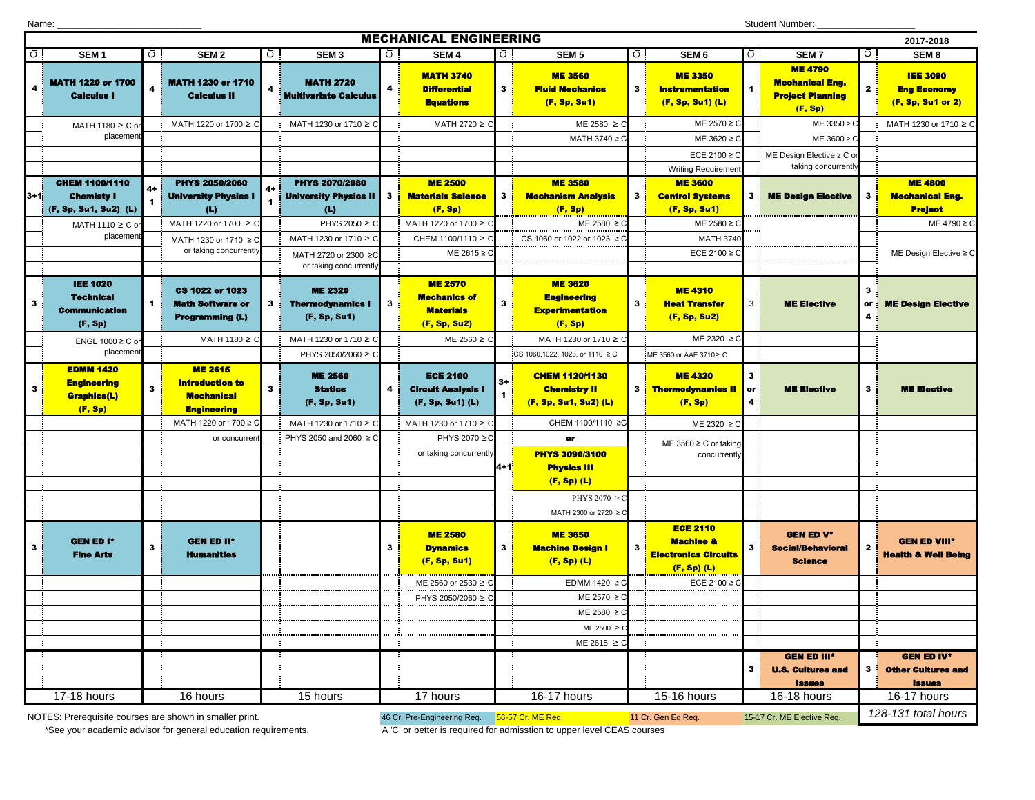Name: ____________________________ Student Number: ____________________

# MECHANICAL ENGINEERING

2017-2018

| Cr | SEM 1 | Cr | SEM 2 | Cr | SEM 3 | Cr | SEM 4 | Cr | SEM 5 | Cr | SEM 6 | Cr | SEM 7 | Cr | SEM 8 |
|---|---|---|---|---|---|---|---|---|---|---|---|---|---|---|---|
| 4 | **MATH 1220 or 1700 Calculus I** | 4 | **MATH 1230 or 1710 Calculus II** | 4 | **MATH 2720 Multivariate Calculus** | 4 | **MATH 3740 Differential Equations** | 3 | **ME 3560 Fluid Mechanics (F, Sp, Su1)** | 3 | **ME 3350 Instrumentation (F, Sp, Su1) (L)** | 1 | **ME 4790 Mechanical Eng. Project Planning (F, Sp)** | 2 | **IEE 3090 Eng Economy (F, Sp, Su1 or 2)** |
| | MATH 1180 ≥ C or placement | | MATH 1220 or 1700 ≥ C | | MATH 1230 or 1710 ≥ C | | MATH 2720 ≥ C | | ME 2580 ≥ C; MATH 3740 ≥ C | | ME 2570 ≥ C; ME 3620 ≥ C; ECE 2100 ≥ C; Writing Requirement | | ME 3350 ≥ C; ME 3600 ≥ C; ME Design Elective ≥ C or taking concurrently | | MATH 1230 or 1710 ≥ C |
| 3+1 | **CHEM 1100/1110 Chemisty I (F, Sp, Su1, Su2) (L)** | 4+1 | **PHYS 2050/2060 University Physics I (L)** | 4+1 | **PHYS 2070/2080 University Physics II (L)** | 3 | **ME 2500 Materials Science (F, Sp)** | 3 | **ME 3580 Mechanism Analysis (F, Sp)** | 3 | **ME 3600 Control Systems (F, Sp, Su1)** | 3 | **ME Design Elective** | 3 | **ME 4800 Mechanical Eng. Project** |
| | MATH 1110 ≥ C or placement | | MATH 1220 or 1700 ≥ C; MATH 1230 or 1710 ≥ C or taking concurrently | | PHYS 2050 ≥ C; MATH 1230 or 1710 ≥ C; MATH 2720 or 2300 ≥C or taking concurrently | | MATH 1220 or 1700 ≥ C; CHEM 1100/1110 ≥ C; ME 2615 ≥ C | | ME 2580 ≥ C; CS 1060 or 1022 or 1023 ≥ C | | ME 2580 ≥ C; MATH 3740; ECE 2100 ≥ C | | | | ME 4790 ≥ C; ME Design Elective ≥ C |
| 3 | **IEE 1020 Technical Communication (F, Sp)** | 1 | **CS 1022 or 1023 Math Software or Programming (L)** | 3 | **ME 2320 Thermodynamics I (F, Sp, Su1)** | 3 | **ME 2570 Mechanics of Materials (F, Sp, Su2)** | 3 | **ME 3620 Engineering Experimentation (F, Sp)** | 3 | **ME 4310 Heat Transfer (F, Sp, Su2)** | 3 | **ME Elective** | 3 or 4 | **ME Design Elective** |
| | ENGL 1000 ≥ C or placement | | MATH 1180 ≥ C | | MATH 1230 or 1710 ≥ C; PHYS 2050/2060 ≥ C | | ME 2560 ≥ C | | MATH 1230 or 1710 ≥ C; CS 1060,1022, 1023, or 1110 ≥ C | | ME 2320 ≥ C; ME 3560 or AAE 3710≥ C | | | | |
| 3 | **EDMM 1420 Engineering Graphics(L) (F, Sp)** | 3 | **ME 2615 Introduction to Mechanical Engineering** | 3 | **ME 2560 Statics (F, Sp, Su1)** | 4 | **ECE 2100 Circuit Analysis I (F, Sp, Su1) (L)** | 3+1 | **CHEM 1120/1130 Chemistry II (F, Sp, Su1, Su2) (L)** | 3 | **ME 4320 Thermodynamics II (F, Sp)** | 3 or 4 | **ME Elective** | 3 | **ME Elective** |
| | | | MATH 1220 or 1700 ≥ C or concurrent | | MATH 1230 or 1710 ≥ C; PHYS 2050 and 2060 ≥ C | | MATH 1230 or 1710 ≥ C; PHYS 2070 ≥C or taking concurrently | | CHEM 1100/1110 ≥C | | ME 2320 ≥ C; ME 3560 ≥ C or taking concurrently | | | | |
| | | | | | | | | | or | | | | | | |
| | | | | | | | | 4+1 | **PHYS 3090/3100 Physics III (F, Sp) (L)** | | | | | | |
| | | | | | | | | | PHYS 2070 ≥ C; MATH 2300 or 2720 ≥ C | | | | | | |
| 3 | **GEN ED I* Fine Arts** | 3 | **GEN ED II* Humanities** | | | 3 | **ME 2580 Dynamics (F, Sp, Su1)** | 3 | **ME 3650 Machine Design I (F, Sp) (L)** | 3 | **ECE 2110 Machine & Electronics Circuits (F, Sp) (L)** | 3 | **GEN ED V* Social/Behavioral Science** | 2 | **GEN ED VIII* Health & Well Being** |
| | | | | | | | ME 2560 or 2530 ≥ C; PHYS 2050/2060 ≥ C | | EDMM 1420 ≥ C; ME 2570 ≥ C; ME 2580 ≥ C; ME 2500 ≥ C; ME 2615 ≥ C | | ECE 2100 ≥ C | | | | |
| | | | | | | | | | | | | 3 | **GEN ED III* U.S. Cultures and Issues** | 3 | **GEN ED IV* Other Cultures and Issues** |
| | 17-18 hours | | 16 hours | | 15 hours | | 17 hours | | 16-17 hours | | 15-16 hours | | 16-18 hours | | 16-17 hours |

NOTES: Prerequisite courses are shown in smaller print.

*See your academic advisor for general education requirements.

46 Cr. Pre-Engineering Req. | 56-57 Cr. ME Req. | 11 Cr. Gen Ed Req. | 15-17 Cr. ME Elective Req. | *128-131 total hours*

A 'C' or better is required for admisstion to upper level CEAS courses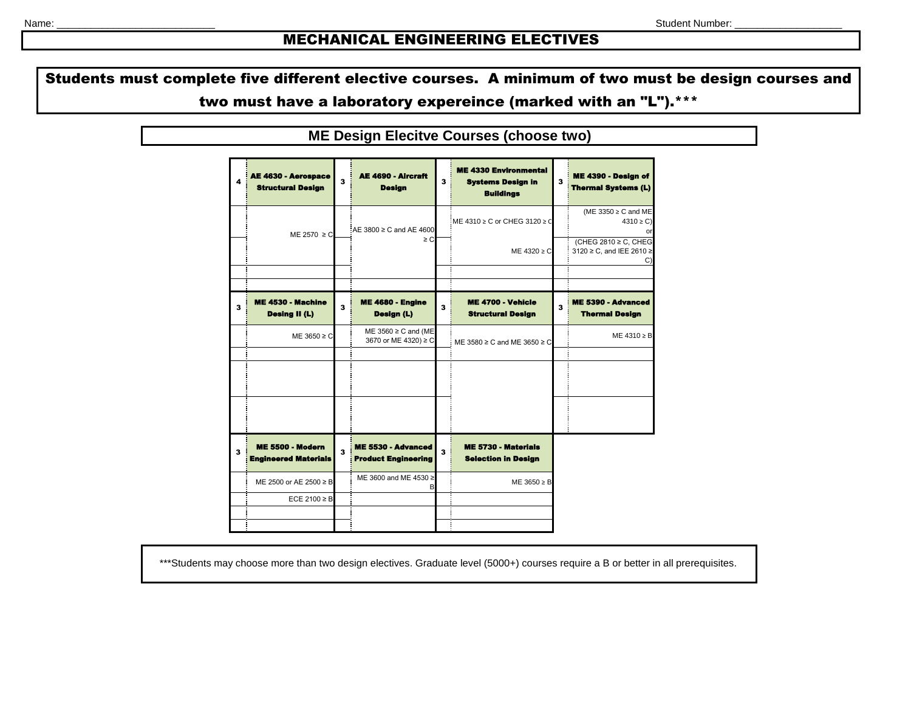Name: ___________________________ Student Number: __________________

# MECHANICAL ENGINEERING ELECTIVES

**Students must complete five different elective courses. A minimum of two must be design courses and two must have a laboratory expereince (marked with an "L").*****

## ME Design Elecitve Courses (choose two)

| Credits | Course | Prerequisites |
|---|---|---|
| 4 | **AE 4630 - Aerospace Structural Design** | ME 2570 ≥ C |
| 3 | **AE 4690 - Aircraft Design** | AE 3800 ≥ C and AE 4600 ≥ C |
| 3 | **ME 4330 Environmental Systems Design in Buildings** | ME 4310 ≥ C or CHEG 3120 ≥ C; ME 4320 ≥ C |
| 3 | **ME 4390 - Design of Thermal Systems (L)** | (ME 3350 ≥ C and ME 4310 ≥ C) or (CHEG 2810 ≥ C, CHEG 3120 ≥ C, and IEE 2610 ≥ C) |
| 3 | **ME 4530 - Machine Desing II (L)** | ME 3650 ≥ C |
| 3 | **ME 4680 - Engine Design (L)** | ME 3560 ≥ C and (ME 3670 or ME 4320) ≥ C |
| 3 | **ME 4700 - Vehicle Structural Design** | ME 3580 ≥ C and ME 3650 ≥ C |
| 3 | **ME 5390 - Advanced Thermal Design** | ME 4310 ≥ B |
| 3 | **ME 5500 - Modern Engineered Materials** | ME 2500 or AE 2500 ≥ B; ECE 2100 ≥ B |
| 3 | **ME 5530 - Advanced Product Engineering** | ME 3600 and ME 4530 ≥ B |
| 3 | **ME 5730 - Materials Selection in Design** | ME 3650 ≥ B |

***Students may choose more than two design electives. Graduate level (5000+) courses require a B or better in all prerequisites.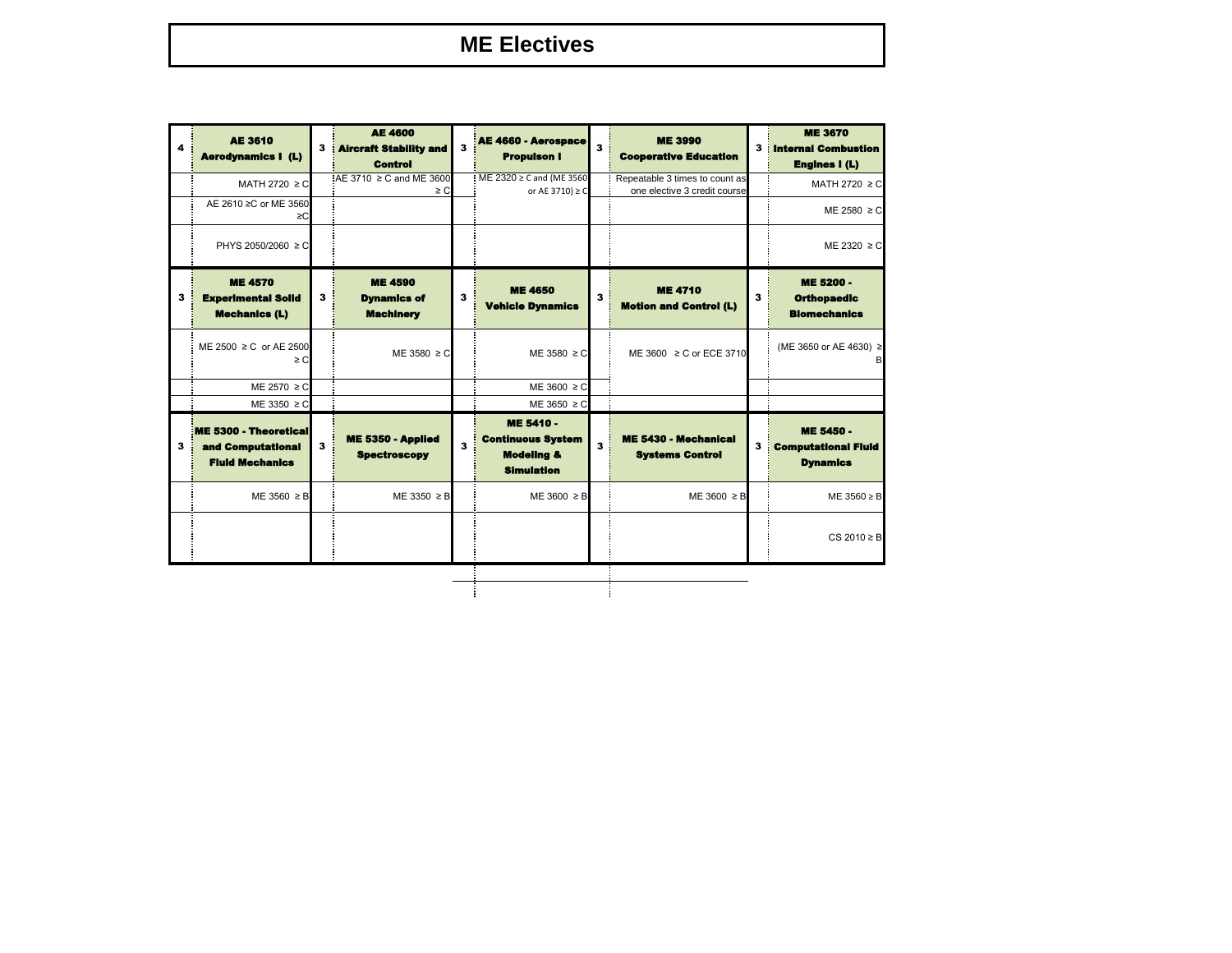# ME Electives

| Credits | Course | Credits | Course | Credits | Course | Credits | Course | Credits | Course |
|---|---|---|---|---|---|---|---|---|---|
| 4 | **AE 3610 Aerodynamics I (L)** | 3 | **AE 4600 Aircraft Stability and Control** | 3 | **AE 4660 - Aerospace Propulson I** | 3 | **ME 3990 Cooperative Education** | 3 | **ME 3670 Internal Combustion Engines I (L)** |
| | MATH 2720 ≥ C | | AE 3710 ≥ C and ME 3600 ≥ C | | ME 2320 ≥ C and (ME 3560 or AE 3710) ≥ C | | Repeatable 3 times to count as one elective 3 credit course | | MATH 2720 ≥ C |
| | AE 2610 ≥C or ME 3560 ≥C | | | | | | | | ME 2580 ≥ C |
| | PHYS 2050/2060 ≥ C | | | | | | | | ME 2320 ≥ C |
| 3 | **ME 4570 Experimental Solid Mechanics (L)** | 3 | **ME 4590 Dynamics of Machinery** | 3 | **ME 4650 Vehicle Dynamics** | 3 | **ME 4710 Motion and Control (L)** | 3 | **ME 5200 - Orthopaedic Biomechanics** |
| | ME 2500 ≥ C or AE 2500 ≥ C | | ME 3580 ≥ C | | ME 3580 ≥ C | | ME 3600 ≥ C or ECE 3710 | | (ME 3650 or AE 4630) ≥ B |
| | ME 2570 ≥ C | | | | ME 3600 ≥ C | | | | |
| | ME 3350 ≥ C | | | | ME 3650 ≥ C | | | | |
| 3 | **ME 5300 - Theoretical and Computational Fluid Mechanics** | 3 | **ME 5350 - Applied Spectroscopy** | 3 | **ME 5410 - Continuous System Modeling & Simulation** | 3 | **ME 5430 - Mechanical Systems Control** | 3 | **ME 5450 - Computational Fluid Dynamics** |
| | ME 3560 ≥ B | | ME 3350 ≥ B | | ME 3600 ≥ B | | ME 3600 ≥ B | | ME 3560 ≥ B |
| | | | | | | | | | CS 2010 ≥ B |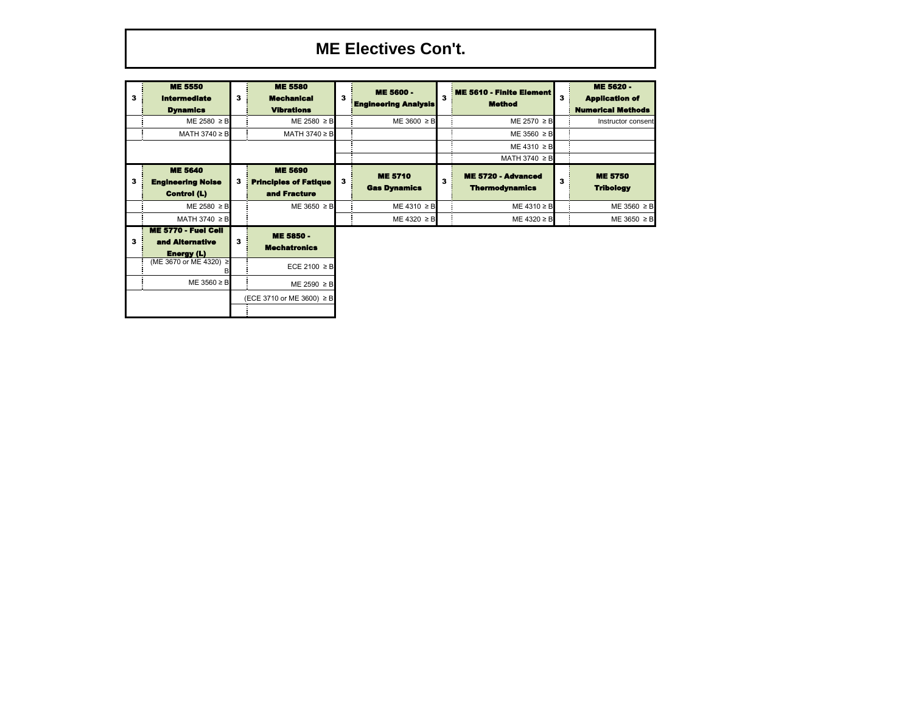# ME Electives Con't.

| Credits | Course | Credits | Course | Credits | Course | Credits | Course | Credits | Course |
|---|---|---|---|---|---|---|---|---|---|
| 3 | **ME 5550 Intermediate Dynamics** | 3 | **ME 5580 Mechanical Vibrations** | 3 | **ME 5600 - Engineering Analysis** | 3 | **ME 5610 - Finite Element Method** | 3 | **ME 5620 - Application of Numerical Methods** |
| | ME 2580 ≥ B | | ME 2580 ≥ B | | ME 3600 ≥ B | | ME 2570 ≥ B | | Instructor consent |
| | MATH 3740 ≥ B | | MATH 3740 ≥ B | | | | ME 3560 ≥ B | | |
| | | | | | | | ME 4310 ≥ B | | |
| | | | | | | | MATH 3740 ≥ B | | |
| 3 | **ME 5640 Engineering Noise Control (L)** | 3 | **ME 5690 Principles of Fatique and Fracture** | 3 | **ME 5710 Gas Dynamics** | 3 | **ME 5720 - Advanced Thermodynamics** | 3 | **ME 5750 Tribology** |
| | ME 2580 ≥ B | | ME 3650 ≥ B | | ME 4310 ≥ B | | ME 4310 ≥ B | | ME 3560 ≥ B |
| | MATH 3740 ≥ B | | | | ME 4320 ≥ B | | ME 4320 ≥ B | | ME 3650 ≥ B |
| 3 | **ME 5770 - Fuel Cell and Alternative Energy (L)** | 3 | **ME 5850 - Mechatronics** | | | | | | |
| | (ME 3670 or ME 4320) ≥ B | | ECE 2100 ≥ B | | | | | | |
| | ME 3560 ≥ B | | ME 2590 ≥ B | | | | | | |
| | | | (ECE 3710 or ME 3600) ≥ B | | | | | | |